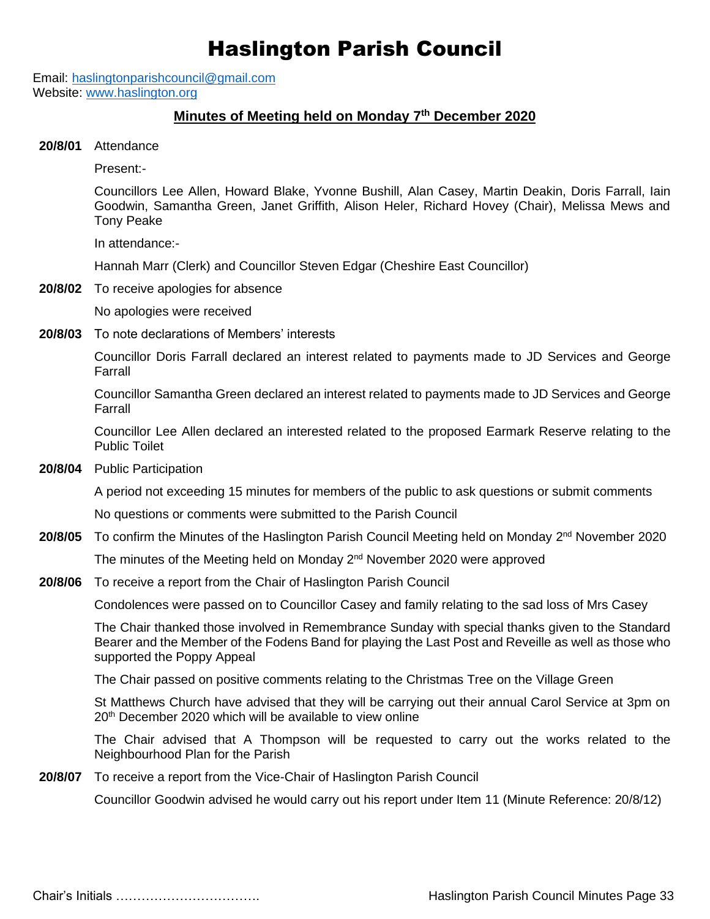# Haslington Parish Council

Email: haslingtonparishcouncil@gmail.com
Website: www.haslington.org

## Minutes of Meeting held on Monday 7th December 2020

**20/8/01** Attendance

Present:-

Councillors Lee Allen, Howard Blake, Yvonne Bushill, Alan Casey, Martin Deakin, Doris Farrall, Iain Goodwin, Samantha Green, Janet Griffith, Alison Heler, Richard Hovey (Chair), Melissa Mews and Tony Peake

In attendance:-

Hannah Marr (Clerk) and Councillor Steven Edgar (Cheshire East Councillor)

**20/8/02** To receive apologies for absence

No apologies were received

**20/8/03** To note declarations of Members' interests

Councillor Doris Farrall declared an interest related to payments made to JD Services and George Farrall

Councillor Samantha Green declared an interest related to payments made to JD Services and George Farrall

Councillor Lee Allen declared an interested related to the proposed Earmark Reserve relating to the Public Toilet

**20/8/04** Public Participation

A period not exceeding 15 minutes for members of the public to ask questions or submit comments

No questions or comments were submitted to the Parish Council

**20/8/05** To confirm the Minutes of the Haslington Parish Council Meeting held on Monday 2nd November 2020

The minutes of the Meeting held on Monday 2nd November 2020 were approved

**20/8/06** To receive a report from the Chair of Haslington Parish Council

Condolences were passed on to Councillor Casey and family relating to the sad loss of Mrs Casey

The Chair thanked those involved in Remembrance Sunday with special thanks given to the Standard Bearer and the Member of the Fodens Band for playing the Last Post and Reveille as well as those who supported the Poppy Appeal

The Chair passed on positive comments relating to the Christmas Tree on the Village Green

St Matthews Church have advised that they will be carrying out their annual Carol Service at 3pm on 20th December 2020 which will be available to view online

The Chair advised that A Thompson will be requested to carry out the works related to the Neighbourhood Plan for the Parish

**20/8/07** To receive a report from the Vice-Chair of Haslington Parish Council

Councillor Goodwin advised he would carry out his report under Item 11 (Minute Reference: 20/8/12)

Chair's Initials …………………………….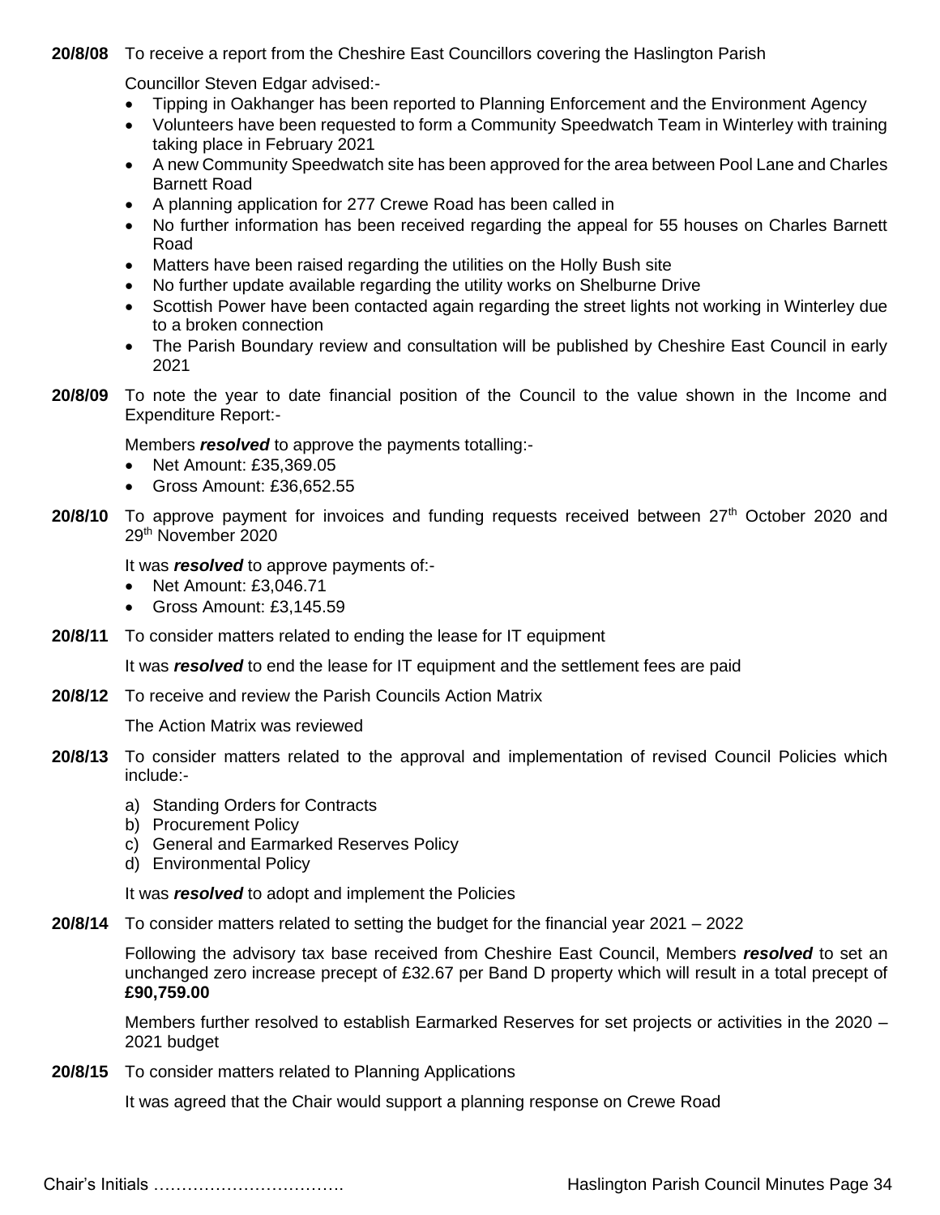**20/8/08** To receive a report from the Cheshire East Councillors covering the Haslington Parish

Councillor Steven Edgar advised:-

- Tipping in Oakhanger has been reported to Planning Enforcement and the Environment Agency
- Volunteers have been requested to form a Community Speedwatch Team in Winterley with training taking place in February 2021
- A new Community Speedwatch site has been approved for the area between Pool Lane and Charles Barnett Road
- A planning application for 277 Crewe Road has been called in
- No further information has been received regarding the appeal for 55 houses on Charles Barnett Road
- Matters have been raised regarding the utilities on the Holly Bush site
- No further update available regarding the utility works on Shelburne Drive
- Scottish Power have been contacted again regarding the street lights not working in Winterley due to a broken connection
- The Parish Boundary review and consultation will be published by Cheshire East Council in early 2021

**20/8/09** To note the year to date financial position of the Council to the value shown in the Income and Expenditure Report:-

Members ***resolved*** to approve the payments totalling:-

- Net Amount: £35,369.05
- Gross Amount: £36,652.55

**20/8/10** To approve payment for invoices and funding requests received between 27th October 2020 and 29th November 2020

It was ***resolved*** to approve payments of:-

- Net Amount: £3,046.71
- Gross Amount: £3,145.59

**20/8/11** To consider matters related to ending the lease for IT equipment

It was ***resolved*** to end the lease for IT equipment and the settlement fees are paid

**20/8/12** To receive and review the Parish Councils Action Matrix

The Action Matrix was reviewed

**20/8/13** To consider matters related to the approval and implementation of revised Council Policies which include:-

a) Standing Orders for Contracts
b) Procurement Policy
c) General and Earmarked Reserves Policy
d) Environmental Policy

It was ***resolved*** to adopt and implement the Policies

**20/8/14** To consider matters related to setting the budget for the financial year 2021 – 2022

Following the advisory tax base received from Cheshire East Council, Members ***resolved*** to set an unchanged zero increase precept of £32.67 per Band D property which will result in a total precept of **£90,759.00**

Members further resolved to establish Earmarked Reserves for set projects or activities in the 2020 – 2021 budget

**20/8/15** To consider matters related to Planning Applications

It was agreed that the Chair would support a planning response on Crewe Road

Chair's Initials …………………………….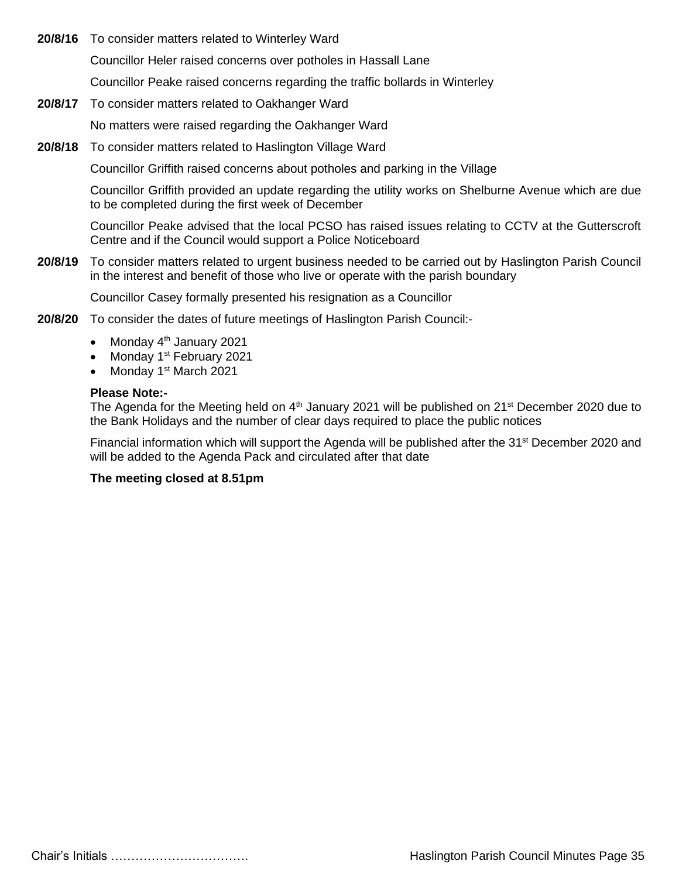**20/8/16** To consider matters related to Winterley Ward

Councillor Heler raised concerns over potholes in Hassall Lane

Councillor Peake raised concerns regarding the traffic bollards in Winterley

**20/8/17** To consider matters related to Oakhanger Ward

No matters were raised regarding the Oakhanger Ward

**20/8/18** To consider matters related to Haslington Village Ward

Councillor Griffith raised concerns about potholes and parking in the Village

Councillor Griffith provided an update regarding the utility works on Shelburne Avenue which are due to be completed during the first week of December

Councillor Peake advised that the local PCSO has raised issues relating to CCTV at the Gutterscroft Centre and if the Council would support a Police Noticeboard

**20/8/19** To consider matters related to urgent business needed to be carried out by Haslington Parish Council in the interest and benefit of those who live or operate with the parish boundary

Councillor Casey formally presented his resignation as a Councillor

**20/8/20** To consider the dates of future meetings of Haslington Parish Council:-

- Monday 4th January 2021
- Monday 1st February 2021
- Monday 1st March 2021

**Please Note:-**
The Agenda for the Meeting held on 4th January 2021 will be published on 21st December 2020 due to the Bank Holidays and the number of clear days required to place the public notices

Financial information which will support the Agenda will be published after the 31st December 2020 and will be added to the Agenda Pack and circulated after that date

**The meeting closed at 8.51pm**

Chair's Initials …………………………….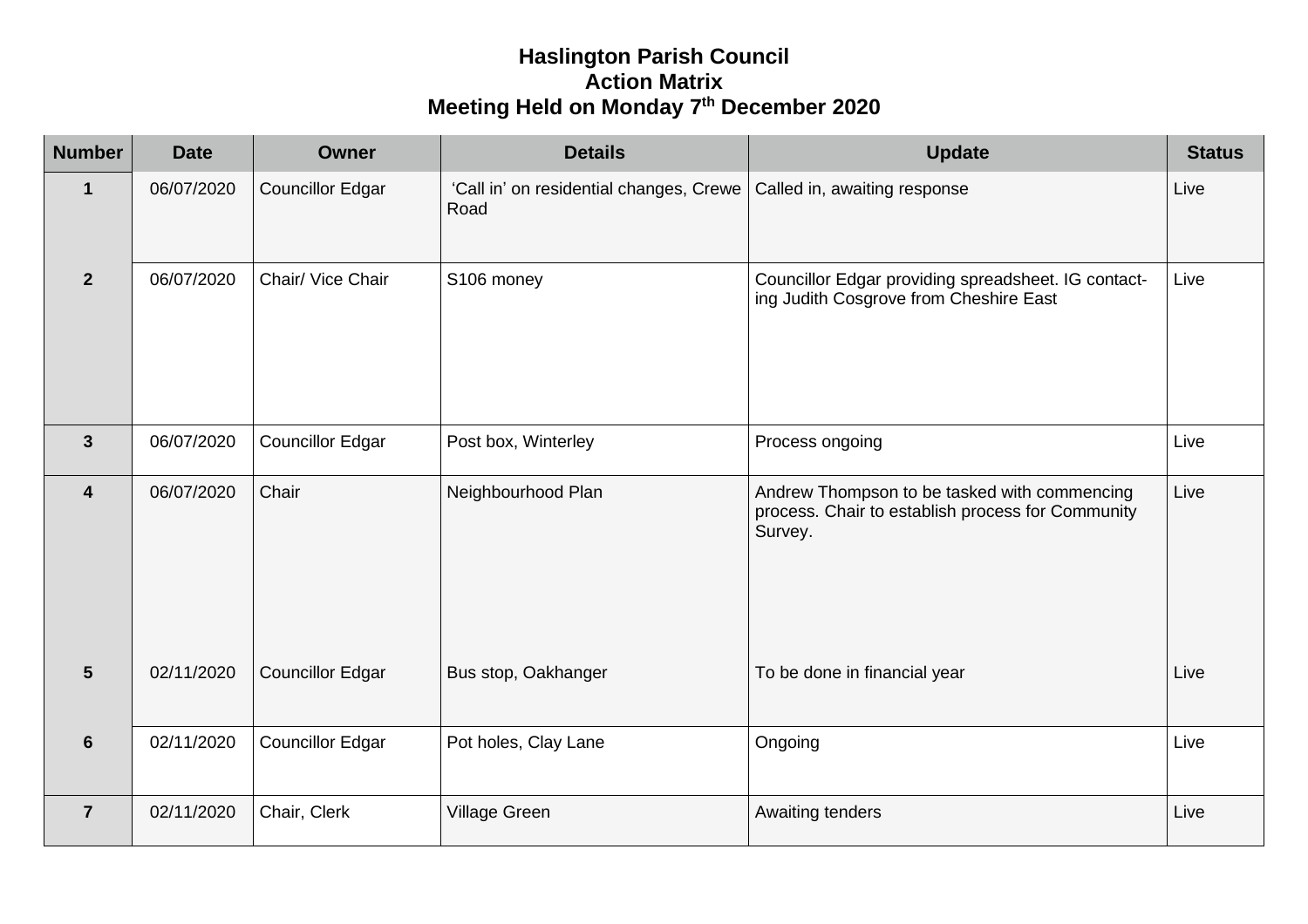**Haslington Parish Council**
**Action Matrix**
**Meeting Held on Monday 7th December 2020**

| Number | Date | Owner | Details | Update | Status |
|---|---|---|---|---|---|
| 1 | 06/07/2020 | Councillor Edgar | 'Call in' on residential changes, Crewe Road | Called in, awaiting response | Live |
| 2 | 06/07/2020 | Chair/ Vice Chair | S106 money | Councillor Edgar providing spreadsheet. IG contacting Judith Cosgrove from Cheshire East | Live |
| 3 | 06/07/2020 | Councillor Edgar | Post box, Winterley | Process ongoing | Live |
| 4 | 06/07/2020 | Chair | Neighbourhood Plan | Andrew Thompson to be tasked with commencing process. Chair to establish process for Community Survey. | Live |
| 5 | 02/11/2020 | Councillor Edgar | Bus stop, Oakhanger | To be done in financial year | Live |
| 6 | 02/11/2020 | Councillor Edgar | Pot holes, Clay Lane | Ongoing | Live |
| 7 | 02/11/2020 | Chair, Clerk | Village Green | Awaiting tenders | Live |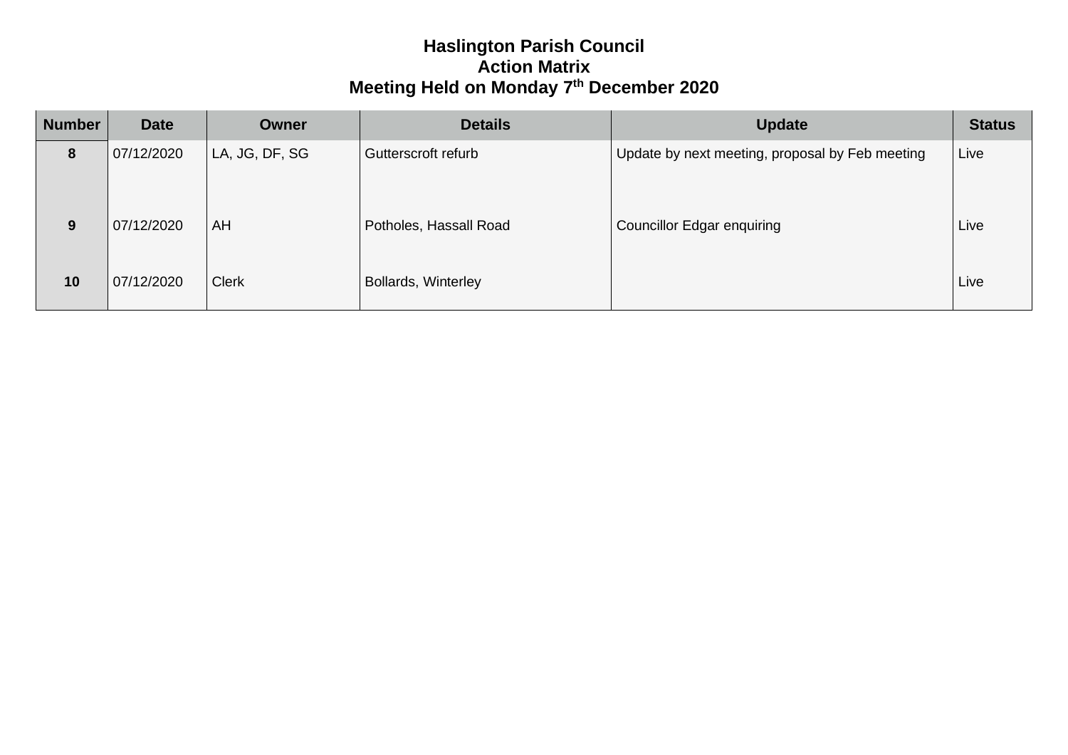# Haslington Parish Council
## Action Matrix
## Meeting Held on Monday 7th December 2020

| Number | Date | Owner | Details | Update | Status |
|---|---|---|---|---|---|
| **8** | 07/12/2020 | LA, JG, DF, SG | Gutterscroft refurb | Update by next meeting, proposal by Feb meeting | Live |
| **9** | 07/12/2020 | AH | Potholes, Hassall Road | Councillor Edgar enquiring | Live |
| **10** | 07/12/2020 | Clerk | Bollards, Winterley | | Live |